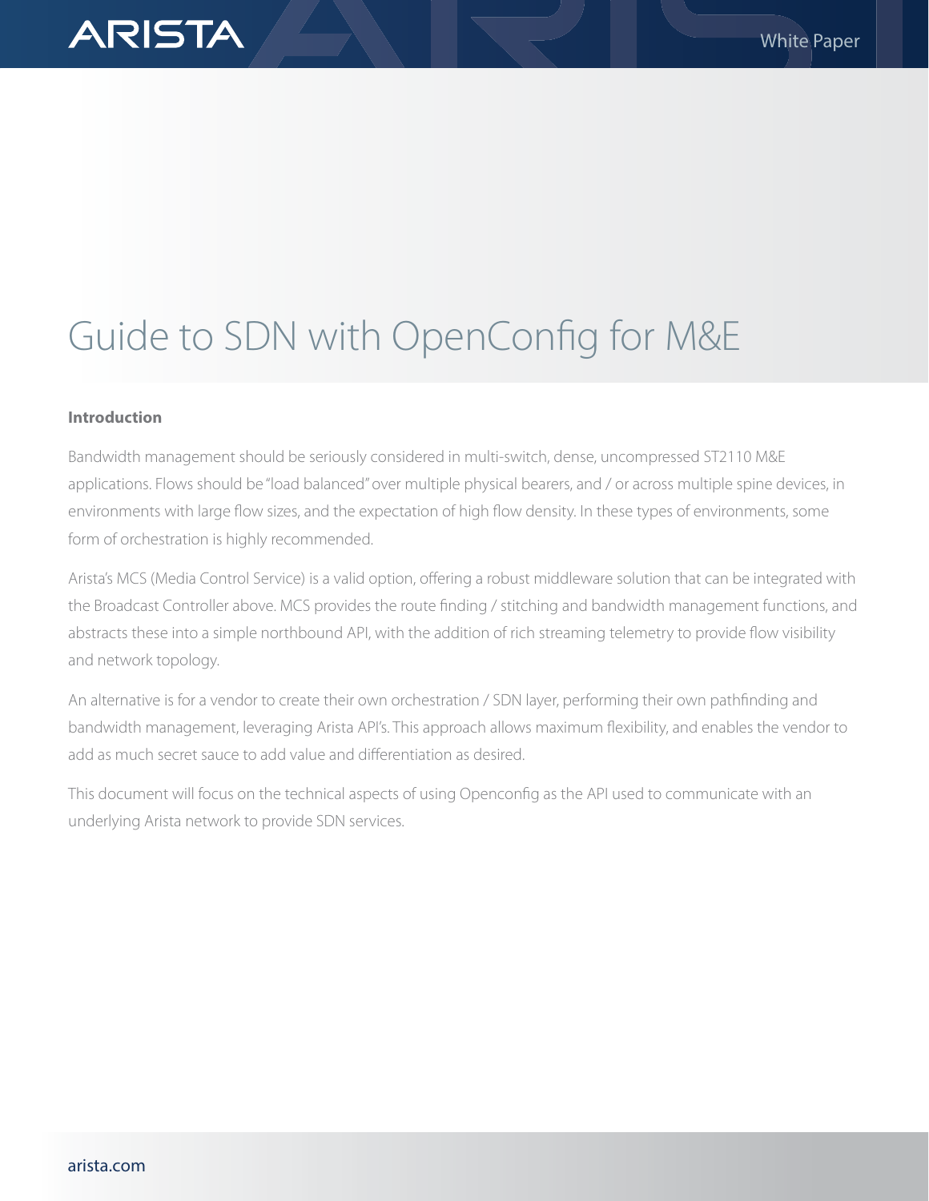# Guide to SDN with OpenConfig for M&E

## Introduction

Bandwidth management should be seriously considered in multi-switch, dense, uncompressed ST2110 M&E applications. Flows should be "load balanced" over multiple physical bearers, and / or across multiple spine devices, in environments with large flow sizes, and the expectation of high flow density. In these types of environments, some form of orchestration is highly recommended.

Arista's MCS (Media Control Service) is a valid option, offering a robust middleware solution that can be integrated with the Broadcast Controller above. MCS provides the route finding / stitching and bandwidth management functions, and abstracts these into a simple northbound API, with the addition of rich streaming telemetry to provide flow visibility and network topology.

An alternative is for a vendor to create their own orchestration / SDN layer, performing their own pathfinding and bandwidth management, leveraging Arista API's. This approach allows maximum flexibility, and enables the vendor to add as much secret sauce to add value and differentiation as desired.

This document will focus on the technical aspects of using Openconfig as the API used to communicate with an underlying Arista network to provide SDN services.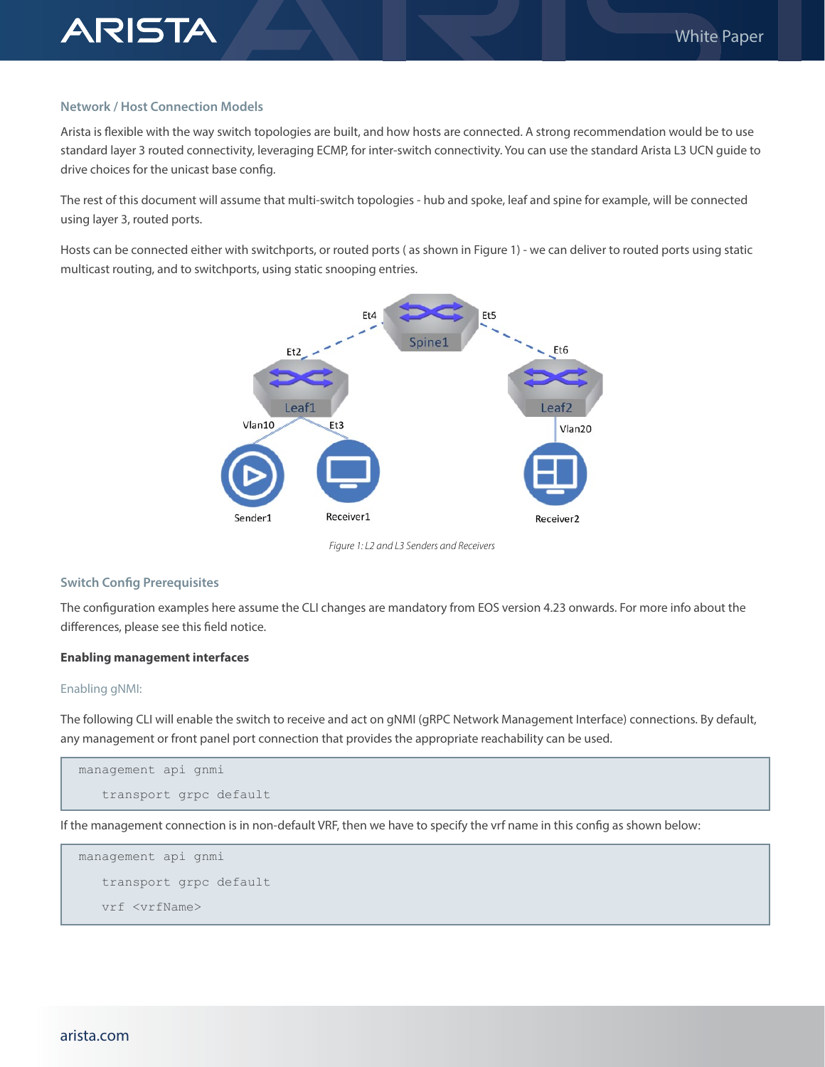### Network / Host Connection Models

Arista is flexible with the way switch topologies are built, and how hosts are connected. A strong recommendation would be to use standard layer 3 routed connectivity, leveraging ECMP, for inter-switch connectivity. You can use the standard Arista L3 UCN guide to drive choices for the unicast base config.

The rest of this document will assume that multi-switch topologies - hub and spoke, leaf and spine for example, will be connected using layer 3, routed ports.

Hosts can be connected either with switchports, or routed ports ( as shown in Figure 1) - we can deliver to routed ports using static multicast routing, and to switchports, using static snooping entries.

*Figure 1: L2 and L3 Senders and Receivers*

### Switch Config Prerequisites

The configuration examples here assume the CLI changes are mandatory from EOS version 4.23 onwards. For more info about the differences, please see this field notice.

**Enabling management interfaces**

#### Enabling gNMI:

The following CLI will enable the switch to receive and act on gNMI (gRPC Network Management Interface) connections. By default, any management or front panel port connection that provides the appropriate reachability can be used.

```
management api gnmi
   transport grpc default
```

If the management connection is in non-default VRF, then we have to specify the vrf name in this config as shown below:

```
management api gnmi
   transport grpc default
   vrf <vrfName>
```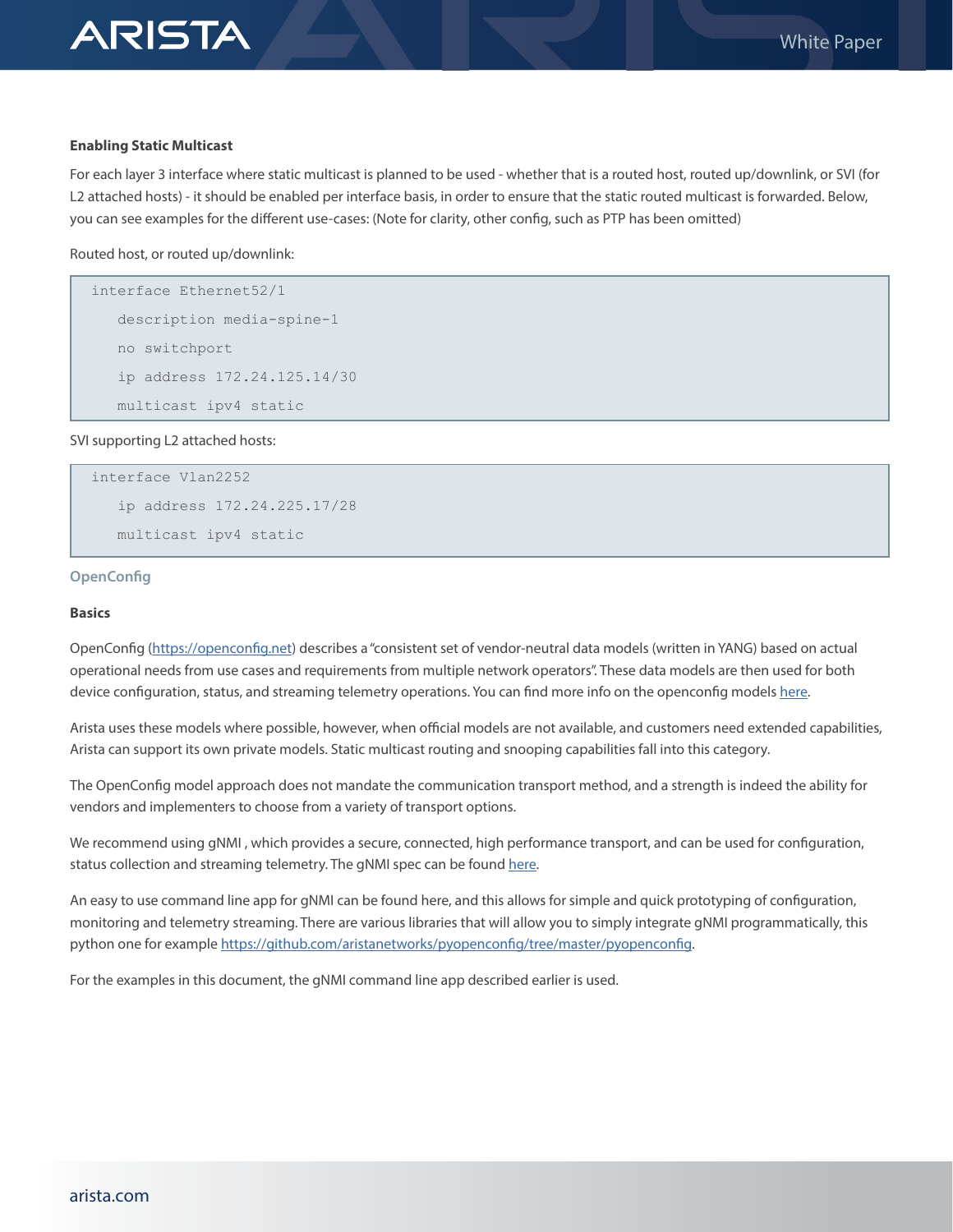**Enabling Static Multicast**

For each layer 3 interface where static multicast is planned to be used - whether that is a routed host, routed up/downlink, or SVI (for L2 attached hosts) - it should be enabled per interface basis, in order to ensure that the static routed multicast is forwarded. Below, you can see examples for the different use-cases: (Note for clarity, other config, such as PTP has been omitted)

Routed host, or routed up/downlink:

```
interface Ethernet52/1
   description media-spine-1
   no switchport
   ip address 172.24.125.14/30
   multicast ipv4 static
```

SVI supporting L2 attached hosts:

```
interface Vlan2252
   ip address 172.24.225.17/28
   multicast ipv4 static
```

## OpenConfig

**Basics**

OpenConfig ([https://openconfig.net](https://openconfig.net)) describes a "consistent set of vendor-neutral data models (written in YANG) based on actual operational needs from use cases and requirements from multiple network operators". These data models are then used for both device configuration, status, and streaming telemetry operations. You can find more info on the openconfig models here.

Arista uses these models where possible, however, when official models are not available, and customers need extended capabilities, Arista can support its own private models. Static multicast routing and snooping capabilities fall into this category.

The OpenConfig model approach does not mandate the communication transport method, and a strength is indeed the ability for vendors and implementers to choose from a variety of transport options.

We recommend using gNMI , which provides a secure, connected, high performance transport, and can be used for configuration, status collection and streaming telemetry. The gNMI spec can be found here.

An easy to use command line app for gNMI can be found here, and this allows for simple and quick prototyping of configuration, monitoring and telemetry streaming. There are various libraries that will allow you to simply integrate gNMI programmatically, this python one for example [https://github.com/aristanetworks/pyopenconfig/tree/master/pyopenconfig](https://github.com/aristanetworks/pyopenconfig/tree/master/pyopenconfig).

For the examples in this document, the gNMI command line app described earlier is used.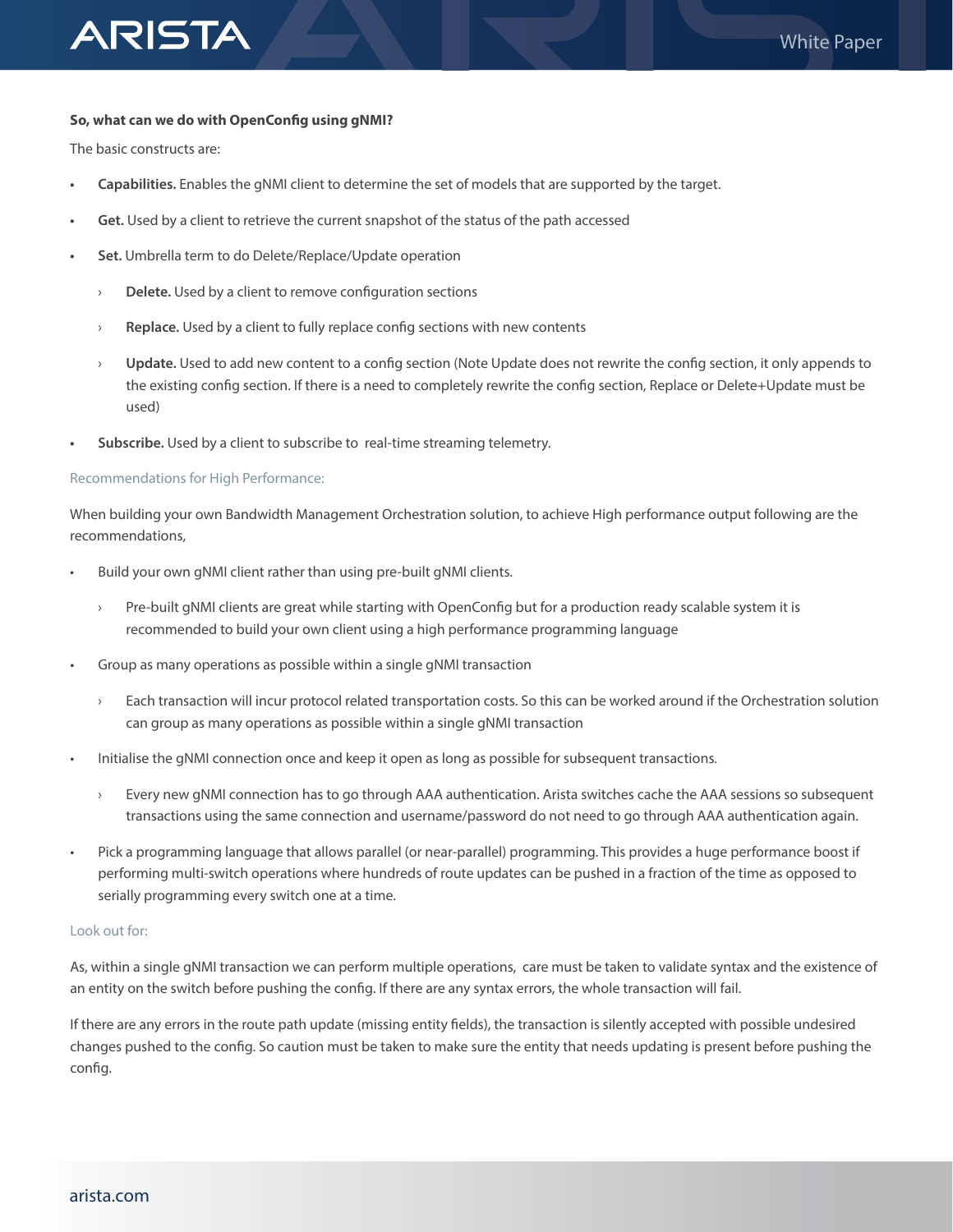**So, what can we do with OpenConfig using gNMI?**

The basic constructs are:

- **Capabilities.** Enables the gNMI client to determine the set of models that are supported by the target.
- **Get.** Used by a client to retrieve the current snapshot of the status of the path accessed
- **Set.** Umbrella term to do Delete/Replace/Update operation
  - **Delete.** Used by a client to remove configuration sections
  - **Replace.** Used by a client to fully replace config sections with new contents
  - **Update.** Used to add new content to a config section (Note Update does not rewrite the config section, it only appends to the existing config section. If there is a need to completely rewrite the config section, Replace or Delete+Update must be used)
- **Subscribe.** Used by a client to subscribe to real-time streaming telemetry.

### Recommendations for High Performance:

When building your own Bandwidth Management Orchestration solution, to achieve High performance output following are the recommendations,

- Build your own gNMI client rather than using pre-built gNMI clients.
  - Pre-built gNMI clients are great while starting with OpenConfig but for a production ready scalable system it is recommended to build your own client using a high performance programming language
- Group as many operations as possible within a single gNMI transaction
  - Each transaction will incur protocol related transportation costs. So this can be worked around if the Orchestration solution can group as many operations as possible within a single gNMI transaction
- Initialise the gNMI connection once and keep it open as long as possible for subsequent transactions.
  - Every new gNMI connection has to go through AAA authentication. Arista switches cache the AAA sessions so subsequent transactions using the same connection and username/password do not need to go through AAA authentication again.
- Pick a programming language that allows parallel (or near-parallel) programming. This provides a huge performance boost if performing multi-switch operations where hundreds of route updates can be pushed in a fraction of the time as opposed to serially programming every switch one at a time.

### Look out for:

As, within a single gNMI transaction we can perform multiple operations, care must be taken to validate syntax and the existence of an entity on the switch before pushing the config. If there are any syntax errors, the whole transaction will fail.

If there are any errors in the route path update (missing entity fields), the transaction is silently accepted with possible undesired changes pushed to the config. So caution must be taken to make sure the entity that needs updating is present before pushing the config.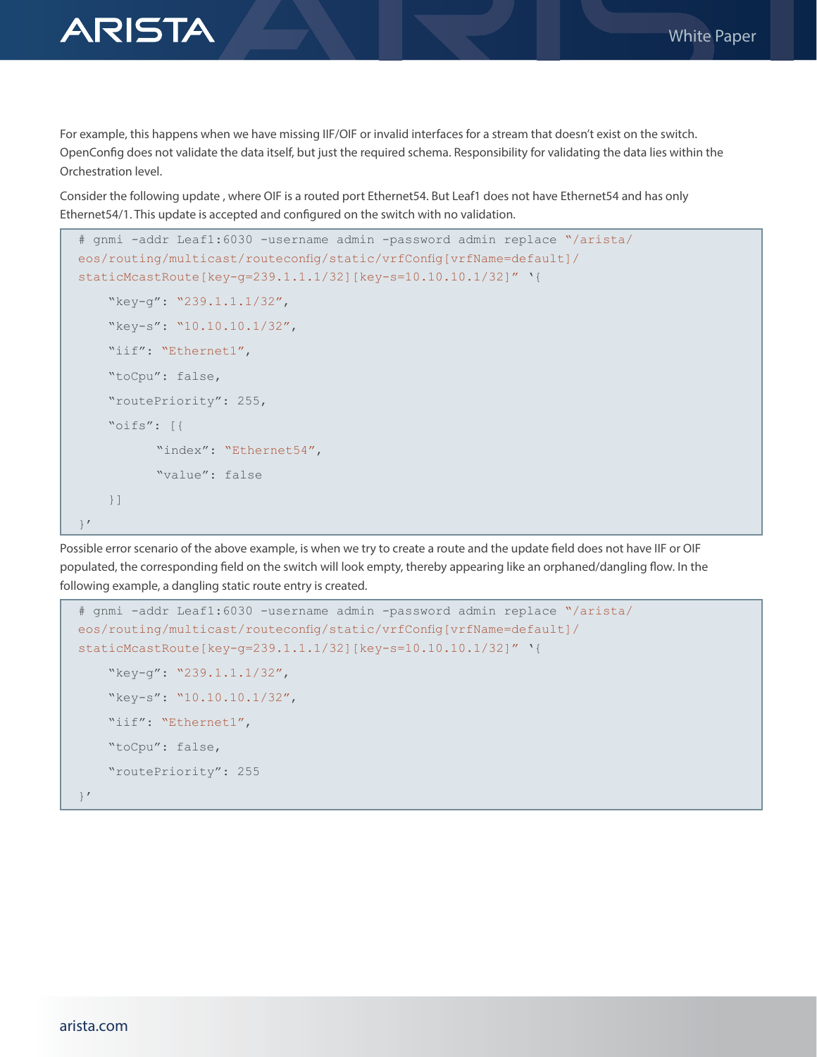For example, this happens when we have missing IIF/OIF or invalid interfaces for a stream that doesn't exist on the switch. OpenConfig does not validate the data itself, but just the required schema. Responsibility for validating the data lies within the Orchestration level.

Consider the following update , where OIF is a routed port Ethernet54. But Leaf1 does not have Ethernet54 and has only Ethernet54/1. This update is accepted and configured on the switch with no validation.

```
# gnmi -addr Leaf1:6030 -username admin -password admin replace "/arista/
eos/routing/multicast/routeconfig/static/vrfConfig[vrfName=default]/
staticMcastRoute[key-g=239.1.1.1/32][key-s=10.10.10.1/32]" '{
    "key-g": "239.1.1.1/32",
    "key-s": "10.10.10.1/32",
    "iif": "Ethernet1",
    "toCpu": false,
    "routePriority": 255,
    "oifs": [{
          "index": "Ethernet54",
          "value": false
    }]
}'
```

Possible error scenario of the above example, is when we try to create a route and the update field does not have IIF or OIF populated, the corresponding field on the switch will look empty, thereby appearing like an orphaned/dangling flow. In the following example, a dangling static route entry is created.

```
# gnmi -addr Leaf1:6030 -username admin -password admin replace "/arista/
eos/routing/multicast/routeconfig/static/vrfConfig[vrfName=default]/
staticMcastRoute[key-g=239.1.1.1/32][key-s=10.10.10.1/32]" '{
    "key-g": "239.1.1.1/32",
    "key-s": "10.10.10.1/32",
    "iif": "Ethernet1",
    "toCpu": false,
    "routePriority": 255
}'
```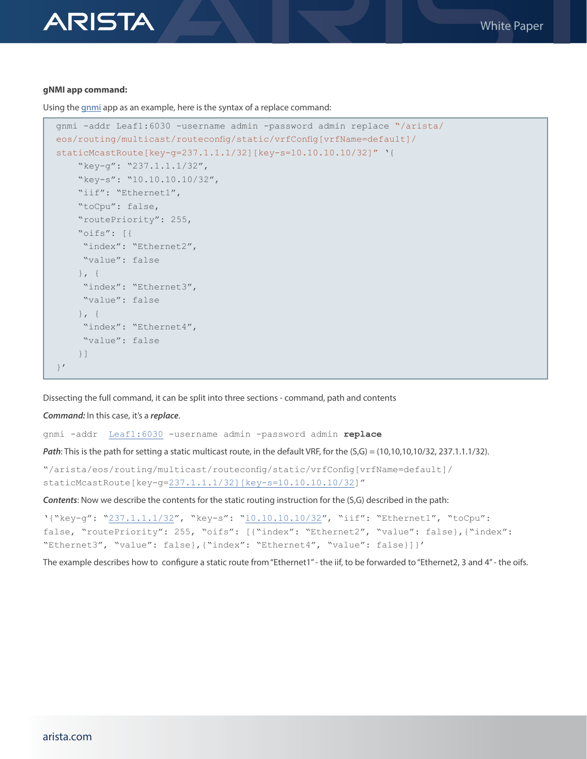**gNMI app command:**

Using the gnmi app as an example, here is the syntax of a replace command:

```
gnmi -addr Leaf1:6030 -username admin -password admin replace "/arista/
eos/routing/multicast/routeconfig/static/vrfConfig[vrfName=default]/
staticMcastRoute[key-g=237.1.1.1/32][key-s=10.10.10.10/32]" '{
    "key-g": "237.1.1.1/32",
    "key-s": "10.10.10.10/32",
    "iif": "Ethernet1",
    "toCpu": false,
    "routePriority": 255,
    "oifs": [{
     "index": "Ethernet2",
     "value": false
    }, {
     "index": "Ethernet3",
     "value": false
    }, {
     "index": "Ethernet4",
     "value": false
    }]
}'
```

Dissecting the full command, it can be split into three sections - command, path and contents

***Command:*** In this case, it's a ***replace***.

```
gnmi -addr  Leaf1:6030 -username admin -password admin replace
```

***Path***: This is the path for setting a static multicast route, in the default VRF, for the (S,G) = (10,10,10,10/32, 237.1.1.1/32).

```
"/arista/eos/routing/multicast/routeconfig/static/vrfConfig[vrfName=default]/
staticMcastRoute[key-g=237.1.1.1/32][key-s=10.10.10.10/32]"
```

***Contents***: Now we describe the contents for the static routing instruction for the (S,G) described in the path:

```
'{"key-g": "237.1.1.1/32", "key-s": "10.10.10.10/32", "iif": "Ethernet1", "toCpu":
false, "routePriority": 255, "oifs": [{"index": "Ethernet2", "value": false},{"index":
"Ethernet3", "value": false},{"index": "Ethernet4", "value": false}]}'
```

The example describes how to configure a static route from "Ethernet1" - the iif, to be forwarded to "Ethernet2, 3 and 4" - the oifs.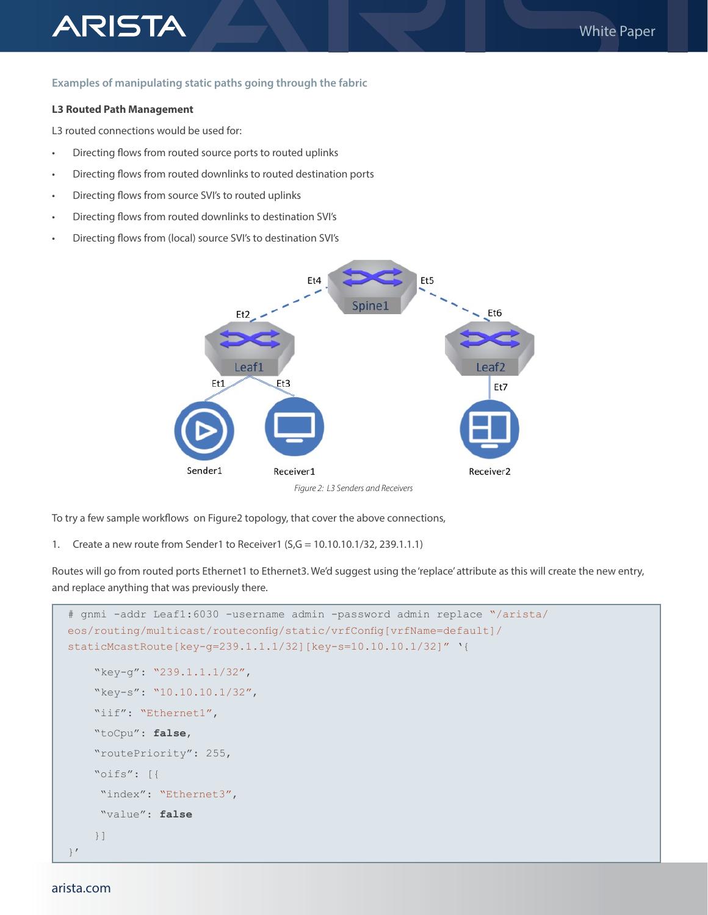### Examples of manipulating static paths going through the fabric

**L3 Routed Path Management**

L3 routed connections would be used for:

- Directing flows from routed source ports to routed uplinks
- Directing flows from routed downlinks to routed destination ports
- Directing flows from source SVI's to routed uplinks
- Directing flows from routed downlinks to destination SVI's
- Directing flows from (local) source SVI's to destination SVI's

*Figure 2: L3 Senders and Receivers*

To try a few sample workflows on Figure2 topology, that cover the above connections,

1. Create a new route from Sender1 to Receiver1 (S,G = 10.10.10.1/32, 239.1.1.1)

Routes will go from routed ports Ethernet1 to Ethernet3. We'd suggest using the 'replace' attribute as this will create the new entry, and replace anything that was previously there.

```
# gnmi -addr Leaf1:6030 -username admin -password admin replace "/arista/
eos/routing/multicast/routeconfig/static/vrfConfig[vrfName=default]/
staticMcastRoute[key-g=239.1.1.1/32][key-s=10.10.10.1/32]" '{

    "key-g": "239.1.1.1/32",

    "key-s": "10.10.10.1/32",

    "iif": "Ethernet1",

    "toCpu": false,

    "routePriority": 255,

    "oifs": [{

     "index": "Ethernet3",

     "value": false

    }]
}'
```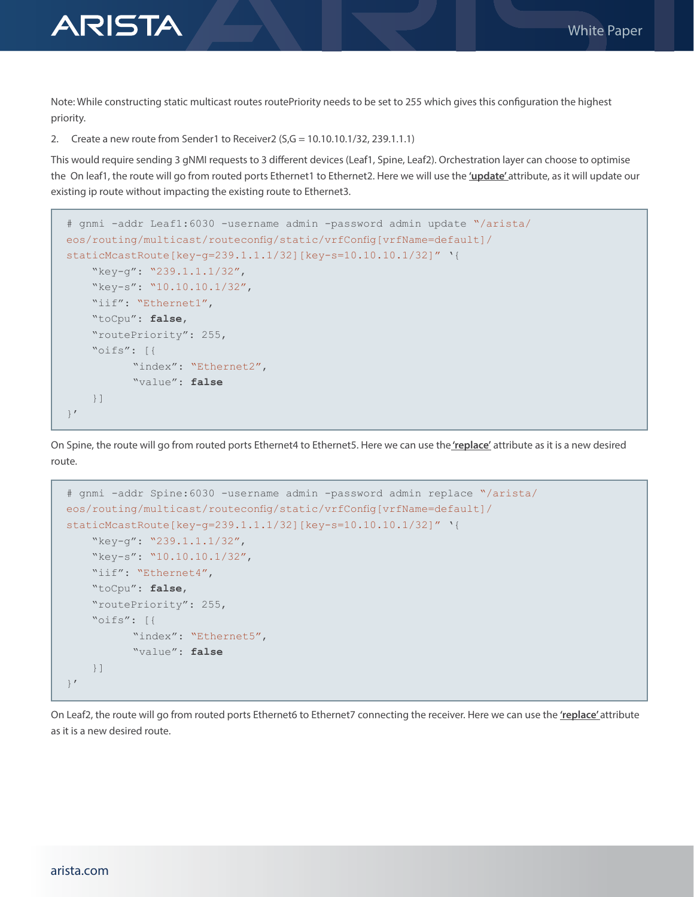Note: While constructing static multicast routes routePriority needs to be set to 255 which gives this configuration the highest priority.

2. Create a new route from Sender1 to Receiver2 (S,G = 10.10.10.1/32, 239.1.1.1)

This would require sending 3 gNMI requests to 3 different devices (Leaf1, Spine, Leaf2). Orchestration layer can choose to optimise the On leaf1, the route will go from routed ports Ethernet1 to Ethernet2. Here we will use the **'update'** attribute, as it will update our existing ip route without impacting the existing route to Ethernet3.

```
# gnmi -addr Leaf1:6030 -username admin -password admin update "/arista/
eos/routing/multicast/routeconfig/static/vrfConfig[vrfName=default]/
staticMcastRoute[key-g=239.1.1.1/32][key-s=10.10.10.1/32]" '{
    "key-g": "239.1.1.1/32",
    "key-s": "10.10.10.1/32",
    "iif": "Ethernet1",
    "toCpu": false,
    "routePriority": 255,
    "oifs": [{
           "index": "Ethernet2",
           "value": false
    }]
}'
```

On Spine, the route will go from routed ports Ethernet4 to Ethernet5. Here we can use the **'replace'** attribute as it is a new desired route.

```
# gnmi -addr Spine:6030 -username admin -password admin replace "/arista/
eos/routing/multicast/routeconfig/static/vrfConfig[vrfName=default]/
staticMcastRoute[key-g=239.1.1.1/32][key-s=10.10.10.1/32]" '{
    "key-g": "239.1.1.1/32",
    "key-s": "10.10.10.1/32",
    "iif": "Ethernet4",
    "toCpu": false,
    "routePriority": 255,
    "oifs": [{
           "index": "Ethernet5",
           "value": false
    }]
}'
```

On Leaf2, the route will go from routed ports Ethernet6 to Ethernet7 connecting the receiver. Here we can use the **'replace'** attribute as it is a new desired route.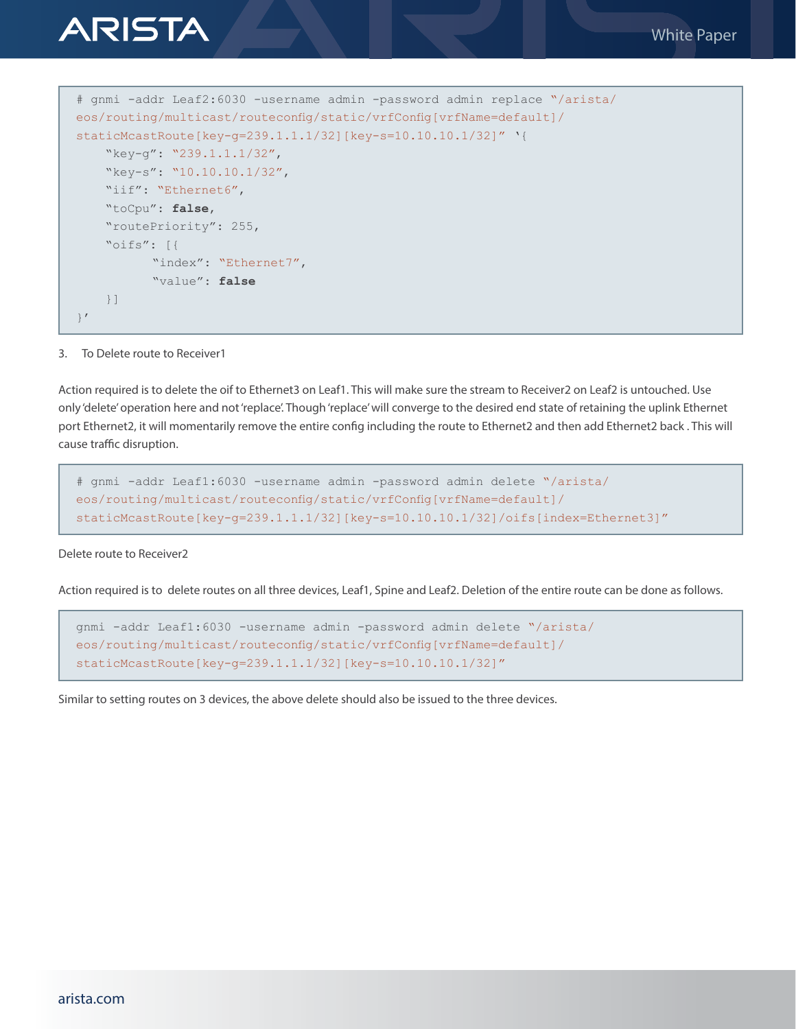```
# gnmi -addr Leaf2:6030 -username admin -password admin replace "/arista/
eos/routing/multicast/routeconfig/static/vrfConfig[vrfName=default]/
staticMcastRoute[key-g=239.1.1.1/32][key-s=10.10.10.1/32]" '{
    "key-g": "239.1.1.1/32",
    "key-s": "10.10.10.1/32",
    "iif": "Ethernet6",
    "toCpu": false,
    "routePriority": 255,
    "oifs": [{
          "index": "Ethernet7",
          "value": false
    }]
}'
```

3. To Delete route to Receiver1

Action required is to delete the oif to Ethernet3 on Leaf1. This will make sure the stream to Receiver2 on Leaf2 is untouched. Use only 'delete' operation here and not 'replace'. Though 'replace' will converge to the desired end state of retaining the uplink Ethernet port Ethernet2, it will momentarily remove the entire config including the route to Ethernet2 and then add Ethernet2 back . This will cause traffic disruption.

```
# gnmi -addr Leaf1:6030 -username admin -password admin delete "/arista/
eos/routing/multicast/routeconfig/static/vrfConfig[vrfName=default]/
staticMcastRoute[key-g=239.1.1.1/32][key-s=10.10.10.1/32]/oifs[index=Ethernet3]"
```

Delete route to Receiver2

Action required is to delete routes on all three devices, Leaf1, Spine and Leaf2. Deletion of the entire route can be done as follows.

```
gnmi -addr Leaf1:6030 -username admin -password admin delete "/arista/
eos/routing/multicast/routeconfig/static/vrfConfig[vrfName=default]/
staticMcastRoute[key-g=239.1.1.1/32][key-s=10.10.10.1/32]"
```

Similar to setting routes on 3 devices, the above delete should also be issued to the three devices.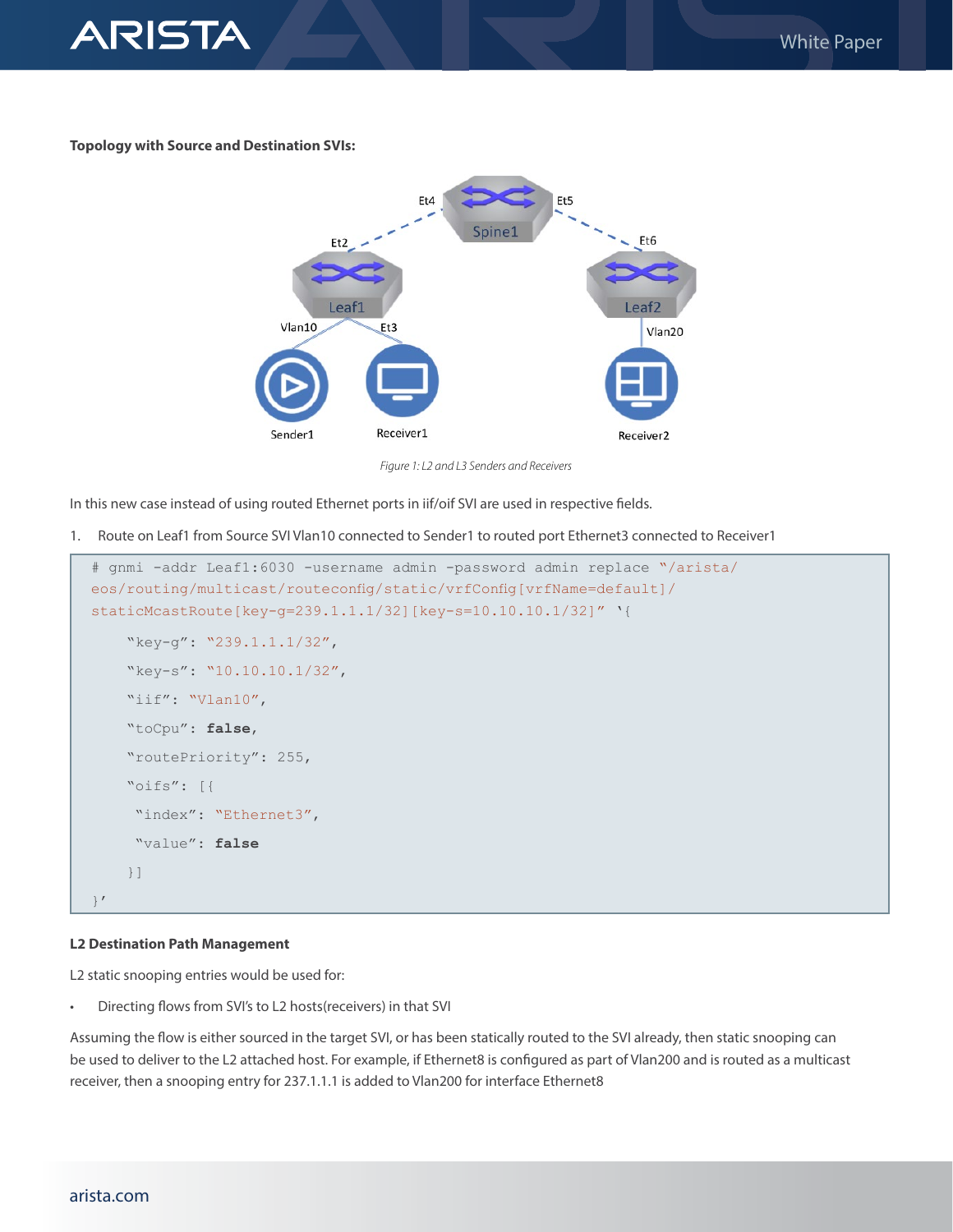**Topology with Source and Destination SVIs:**

*Figure 1: L2 and L3 Senders and Receivers*

In this new case instead of using routed Ethernet ports in iif/oif SVI are used in respective fields.

1. Route on Leaf1 from Source SVI Vlan10 connected to Sender1 to routed port Ethernet3 connected to Receiver1

```
# gnmi -addr Leaf1:6030 -username admin -password admin replace "/arista/
eos/routing/multicast/routeconfig/static/vrfConfig[vrfName=default]/
staticMcastRoute[key-g=239.1.1.1/32][key-s=10.10.10.1/32]" '{
    "key-g": "239.1.1.1/32",
    "key-s": "10.10.10.1/32",
    "iif": "Vlan10",
    "toCpu": false,
    "routePriority": 255,
    "oifs": [{
     "index": "Ethernet3",
     "value": false
    }]
}'
```

**L2 Destination Path Management**

L2 static snooping entries would be used for:

- Directing flows from SVI's to L2 hosts(receivers) in that SVI

Assuming the flow is either sourced in the target SVI, or has been statically routed to the SVI already, then static snooping can be used to deliver to the L2 attached host. For example, if Ethernet8 is configured as part of Vlan200 and is routed as a multicast receiver, then a snooping entry for 237.1.1.1 is added to Vlan200 for interface Ethernet8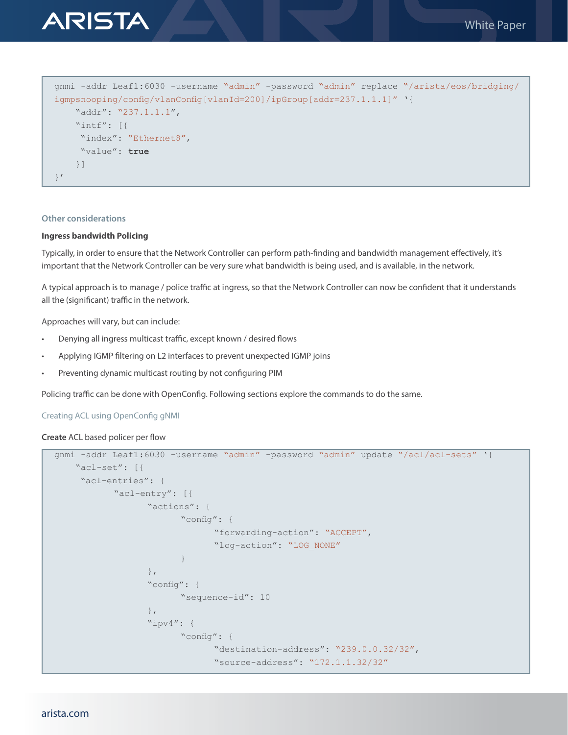```
gnmi -addr Leaf1:6030 -username "admin" -password "admin" replace "/arista/eos/bridging/
igmpsnooping/config/vlanConfig[vlanId=200]/ipGroup[addr=237.1.1.1]" '{
    "addr": "237.1.1.1",
    "intf": [{
     "index": "Ethernet8",
     "value": true
    }]
}'
```

### Other considerations

#### Ingress bandwidth Policing

Typically, in order to ensure that the Network Controller can perform path-finding and bandwidth management effectively, it's important that the Network Controller can be very sure what bandwidth is being used, and is available, in the network.

A typical approach is to manage / police traffic at ingress, so that the Network Controller can now be confident that it understands all the (significant) traffic in the network.

Approaches will vary, but can include:

- Denying all ingress multicast traffic, except known / desired flows
- Applying IGMP filtering on L2 interfaces to prevent unexpected IGMP joins
- Preventing dynamic multicast routing by not configuring PIM

Policing traffic can be done with OpenConfig. Following sections explore the commands to do the same.

#### Creating ACL using OpenConfig gNMI

**Create** ACL based policer per flow

```
gnmi -addr Leaf1:6030 -username "admin" -password "admin" update "/acl/acl-sets" '{
    "acl-set": [{
     "acl-entries": {
          "acl-entry": [{
               "actions": {
                    "config": {
                         "forwarding-action": "ACCEPT",
                         "log-action": "LOG_NONE"
                    }
               },
               "config": {
                    "sequence-id": 10
               },
               "ipv4": {
                    "config": {
                         "destination-address": "239.0.0.32/32",
                         "source-address": "172.1.1.32/32"
```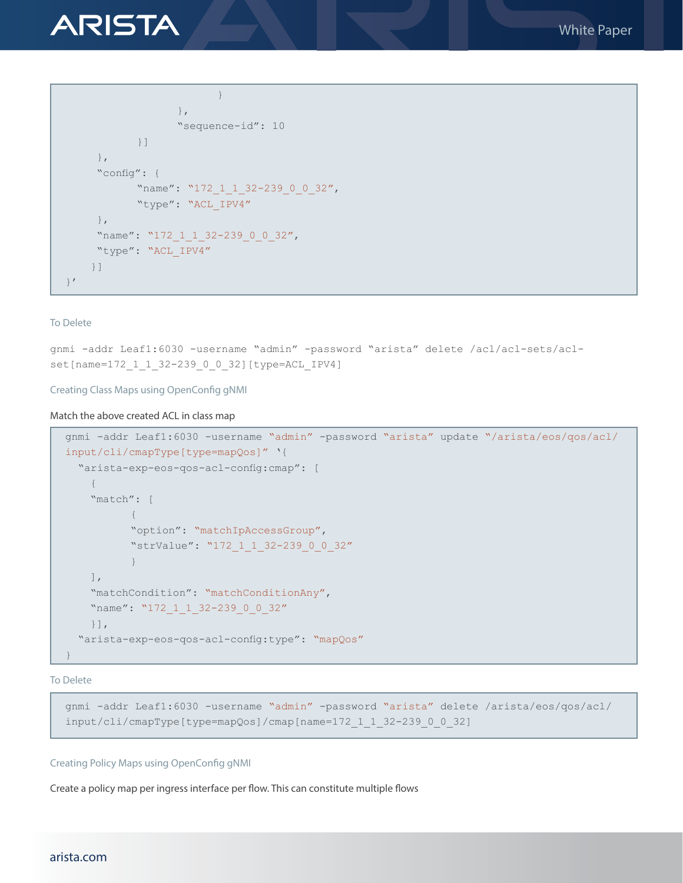```
                            }
                      },
                      "sequence-id": 10
                }]
          },
          "config": {
                "name": "172_1_1_32-239_0_0_32",
                "type": "ACL_IPV4"
          },
          "name": "172_1_1_32-239_0_0_32",
          "type": "ACL_IPV4"
         }]
}'
```

To Delete

```
gnmi -addr Leaf1:6030 -username "admin" -password "arista" delete /acl/acl-sets/acl-set[name=172_1_1_32-239_0_0_32][type=ACL_IPV4]
```

### Creating Class Maps using OpenConfig gNMI

Match the above created ACL in class map

```
gnmi -addr Leaf1:6030 -username "admin" -password "arista" update "/arista/eos/qos/acl/input/cli/cmapType[type=mapQos]" '{
  "arista-exp-eos-qos-acl-config:cmap": [
    {
    "match": [
          {
          "option": "matchIpAccessGroup",
          "strValue": "172_1_1_32-239_0_0_32"
          }
    ],
    "matchCondition": "matchConditionAny",
    "name": "172_1_1_32-239_0_0_32"
    }],
  "arista-exp-eos-qos-acl-config:type": "mapQos"
}
```

To Delete

```
gnmi -addr Leaf1:6030 -username "admin" -password "arista" delete /arista/eos/qos/acl/input/cli/cmapType[type=mapQos]/cmap[name=172_1_1_32-239_0_0_32]
```

### Creating Policy Maps using OpenConfig gNMI

Create a policy map per ingress interface per flow. This can constitute multiple flows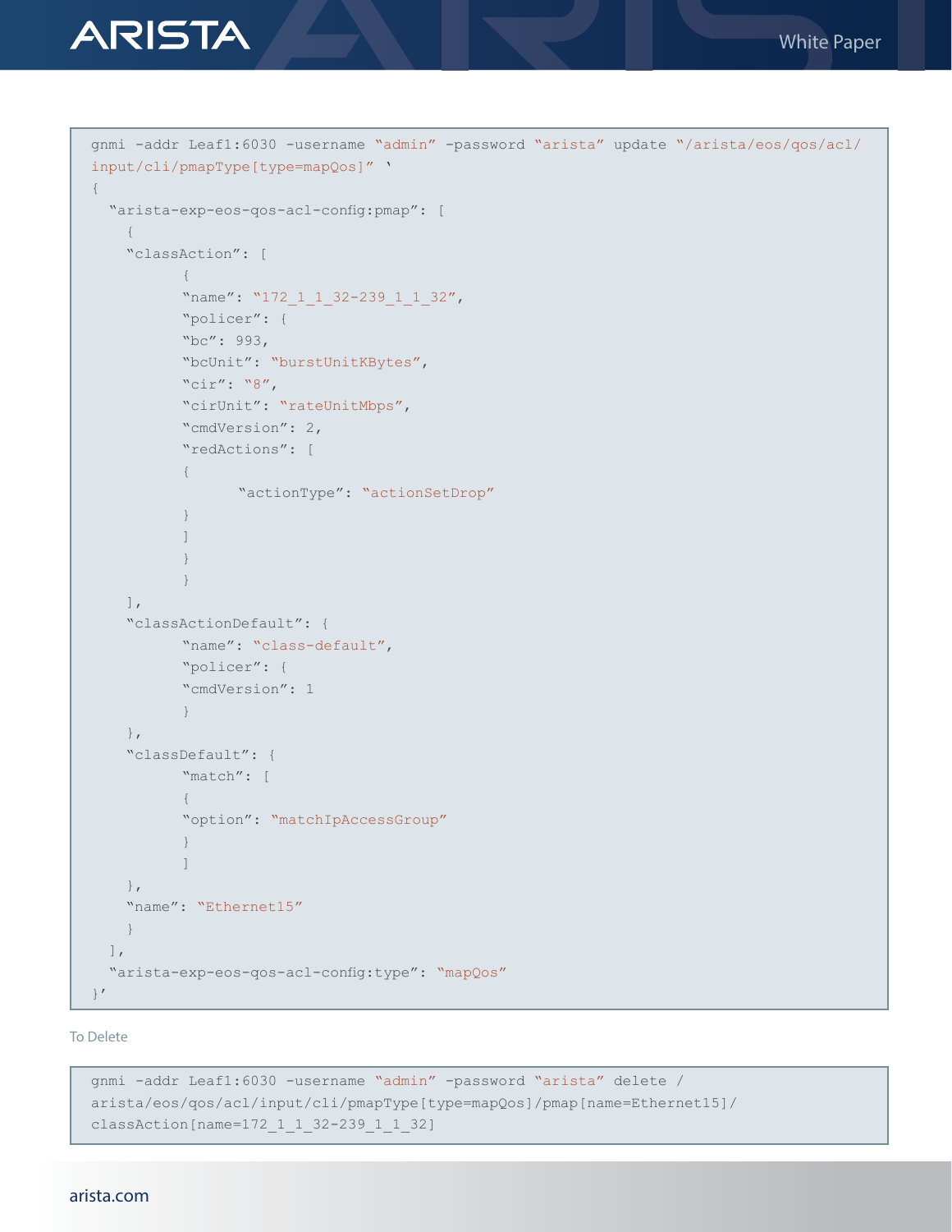```
gnmi -addr Leaf1:6030 -username "admin" -password "arista" update "/arista/eos/qos/acl/
input/cli/pmapType[type=mapQos]" '
{
  "arista-exp-eos-qos-acl-config:pmap": [
    {
    "classAction": [
          {
          "name": "172_1_1_32-239_1_1_32",
          "policer": {
          "bc": 993,
          "bcUnit": "burstUnitKBytes",
          "cir": "8",
          "cirUnit": "rateUnitMbps",
          "cmdVersion": 2,
          "redActions": [
          {
                "actionType": "actionSetDrop"
          }
          ]
          }
          }
    ],
    "classActionDefault": {
          "name": "class-default",
          "policer": {
          "cmdVersion": 1
          }
    },
    "classDefault": {
          "match": [
          {
          "option": "matchIpAccessGroup"
          }
          ]
    },
    "name": "Ethernet15"
    }
  ],
  "arista-exp-eos-qos-acl-config:type": "mapQos"
}'
```

To Delete

```
gnmi -addr Leaf1:6030 -username "admin" -password "arista" delete /
arista/eos/qos/acl/input/cli/pmapType[type=mapQos]/pmap[name=Ethernet15]/
classAction[name=172_1_1_32-239_1_1_32]
```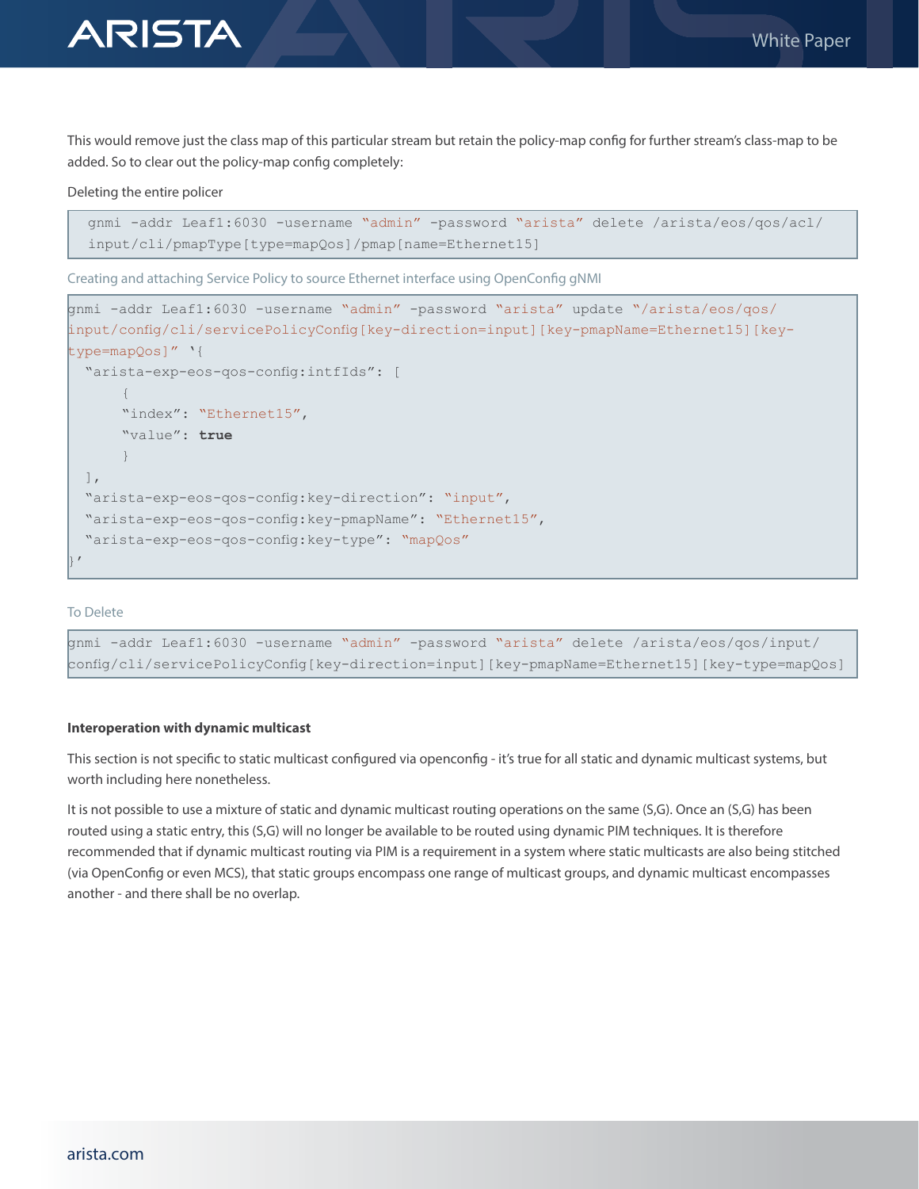This would remove just the class map of this particular stream but retain the policy-map config for further stream's class-map to be added. So to clear out the policy-map config completely:

Deleting the entire policer

```
gnmi -addr Leaf1:6030 -username "admin" -password "arista" delete /arista/eos/qos/acl/
input/cli/pmapType[type=mapQos]/pmap[name=Ethernet15]
```

Creating and attaching Service Policy to source Ethernet interface using OpenConfig gNMI

```
gnmi -addr Leaf1:6030 -username "admin" -password "arista" update "/arista/eos/qos/
input/config/cli/servicePolicyConfig[key-direction=input][key-pmapName=Ethernet15][key-
type=mapQos]" '{
  "arista-exp-eos-qos-config:intfIds": [
      {
      "index": "Ethernet15",
      "value": true
      }
  ],
  "arista-exp-eos-qos-config:key-direction": "input",
  "arista-exp-eos-qos-config:key-pmapName": "Ethernet15",
  "arista-exp-eos-qos-config:key-type": "mapQos"
}'
```

To Delete

```
gnmi -addr Leaf1:6030 -username "admin" -password "arista" delete /arista/eos/qos/input/
config/cli/servicePolicyConfig[key-direction=input][key-pmapName=Ethernet15][key-type=mapQos]
```

**Interoperation with dynamic multicast**

This section is not specific to static multicast configured via openconfig - it's true for all static and dynamic multicast systems, but worth including here nonetheless.

It is not possible to use a mixture of static and dynamic multicast routing operations on the same (S,G). Once an (S,G) has been routed using a static entry, this (S,G) will no longer be available to be routed using dynamic PIM techniques. It is therefore recommended that if dynamic multicast routing via PIM is a requirement in a system where static multicasts are also being stitched (via OpenConfig or even MCS), that static groups encompass one range of multicast groups, and dynamic multicast encompasses another - and there shall be no overlap.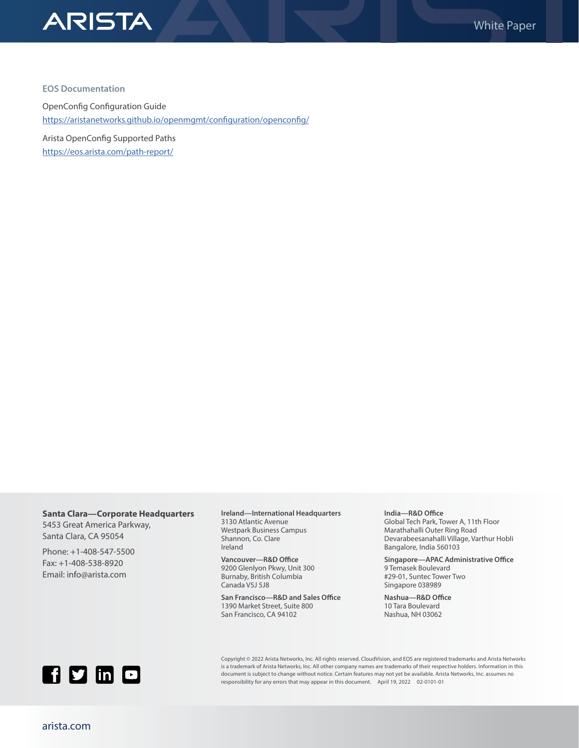### EOS Documentation

OpenConfig Configuration Guide
https://aristanetworks.github.io/openmgmt/configuration/openconfig/

Arista OpenConfig Supported Paths
https://eos.arista.com/path-report/

**Santa Clara—Corporate Headquarters**
5453 Great America Parkway,
Santa Clara, CA 95054

Phone: +1-408-547-5500
Fax: +1-408-538-8920
Email: info@arista.com

**Ireland—International Headquarters**
3130 Atlantic Avenue
Westpark Business Campus
Shannon, Co. Clare
Ireland

**Vancouver—R&D Office**
9200 Glenlyon Pkwy, Unit 300
Burnaby, British Columbia
Canada V5J 5J8

**San Francisco—R&D and Sales Office**
1390 Market Street, Suite 800
San Francisco, CA 94102

**India—R&D Office**
Global Tech Park, Tower A, 11th Floor
Marathahalli Outer Ring Road
Devarabeesanahalli Village, Varthur Hobli
Bangalore, India 560103

**Singapore—APAC Administrative Office**
9 Temasek Boulevard
#29-01, Suntec Tower Two
Singapore 038989

**Nashua—R&D Office**
10 Tara Boulevard
Nashua, NH 03062

Copyright © 2022 Arista Networks, Inc. All rights reserved. CloudVision, and EOS are registered trademarks and Arista Networks is a trademark of Arista Networks, Inc. All other company names are trademarks of their respective holders. Information in this document is subject to change without notice. Certain features may not yet be available. Arista Networks, Inc. assumes no responsibility for any errors that may appear in this document. April 19, 2022 02-0101-01